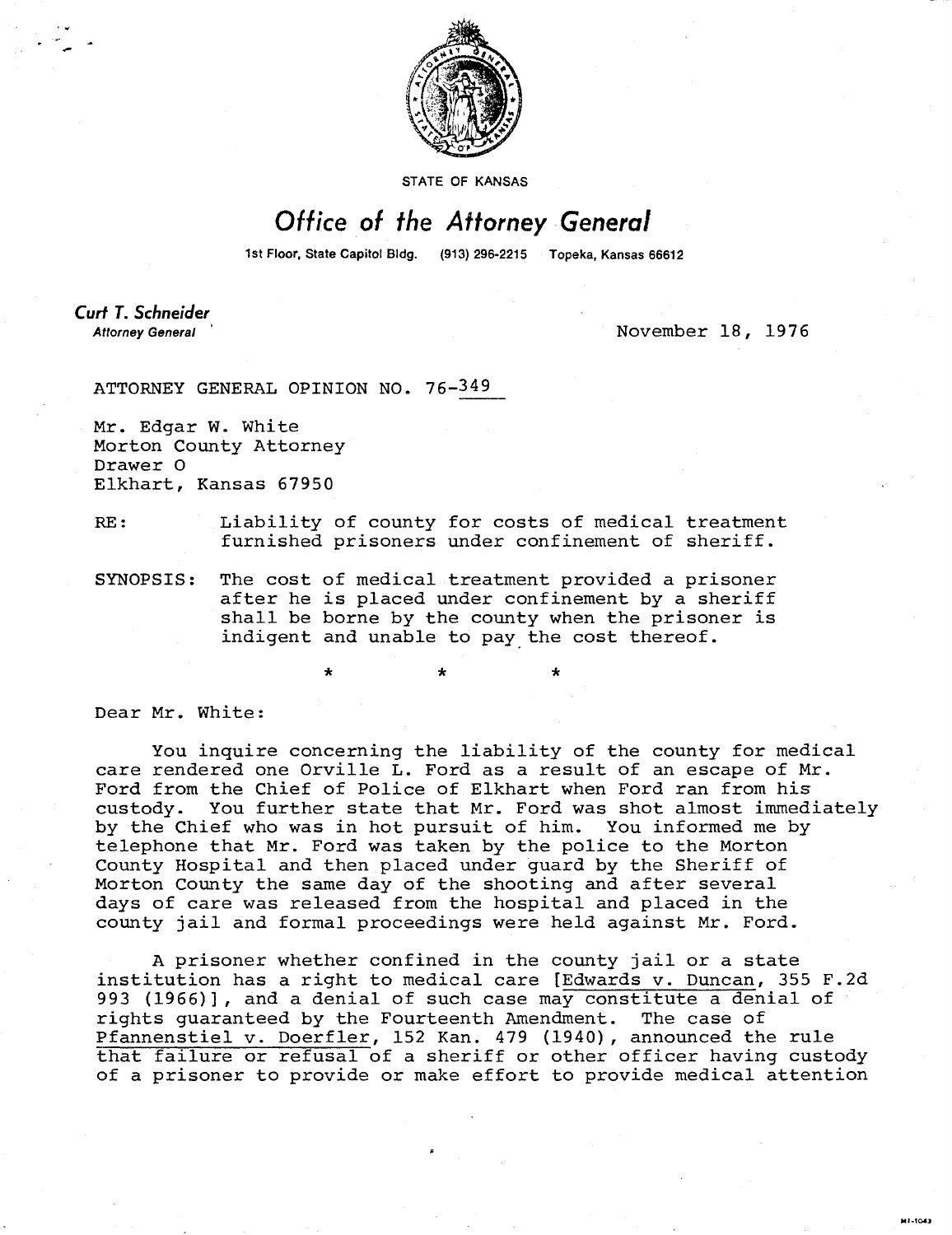STATE OF KANSAS

# Office of the Attorney General

1st Floor, State Capitol Bldg. (913) 296-2215 Topeka, Kansas 66612

**Curt T. Schneider**
*Attorney General*

November 18, 1976

ATTORNEY GENERAL OPINION NO. 76-349

Mr. Edgar W. White
Morton County Attorney
Drawer O
Elkhart, Kansas 67950

RE: Liability of county for costs of medical treatment furnished prisoners under confinement of sheriff.

SYNOPSIS: The cost of medical treatment provided a prisoner after he is placed under confinement by a sheriff shall be borne by the county when the prisoner is indigent and unable to pay the cost thereof.

\* \* \*

Dear Mr. White:

You inquire concerning the liability of the county for medical care rendered one Orville L. Ford as a result of an escape of Mr. Ford from the Chief of Police of Elkhart when Ford ran from his custody. You further state that Mr. Ford was shot almost immediately by the Chief who was in hot pursuit of him. You informed me by telephone that Mr. Ford was taken by the police to the Morton County Hospital and then placed under guard by the Sheriff of Morton County the same day of the shooting and after several days of care was released from the hospital and placed in the county jail and formal proceedings were held against Mr. Ford.

A prisoner whether confined in the county jail or a state institution has a right to medical care [Edwards v. Duncan, 355 F.2d 993 (1966)], and a denial of such case may constitute a denial of rights guaranteed by the Fourteenth Amendment. The case of Pfannenstiel v. Doerfler, 152 Kan. 479 (1940), announced the rule that failure or refusal of a sheriff or other officer having custody of a prisoner to provide or make effort to provide medical attention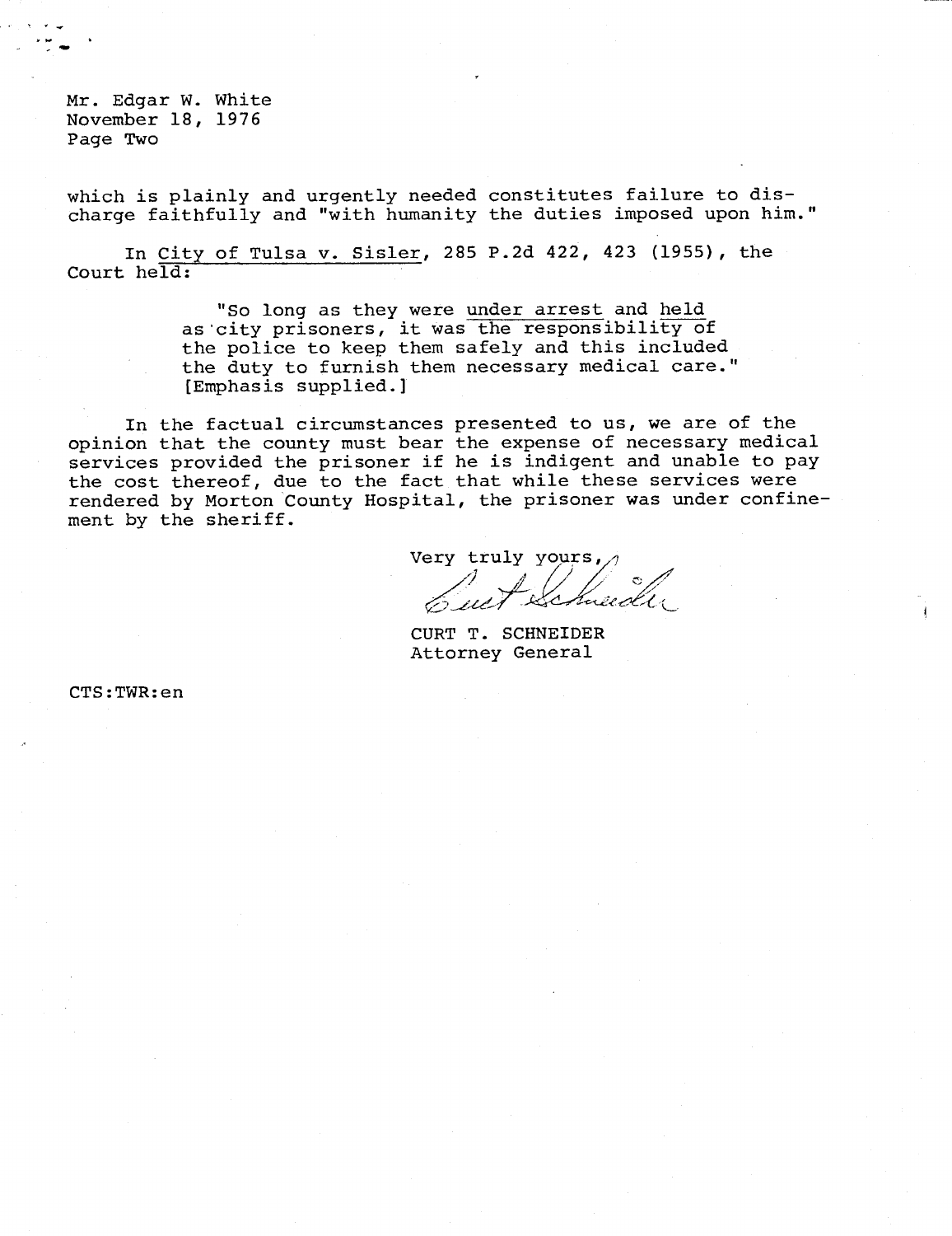Mr. Edgar W. White
November 18, 1976
Page Two

which is plainly and urgently needed constitutes failure to discharge faithfully and "with humanity the duties imposed upon him."

In City of Tulsa v. Sisler, 285 P.2d 422, 423 (1955), the Court held:

> "So long as they were under arrest and held as city prisoners, it was the responsibility of the police to keep them safely and this included the duty to furnish them necessary medical care." [Emphasis supplied.]

In the factual circumstances presented to us, we are of the opinion that the county must bear the expense of necessary medical services provided the prisoner if he is indigent and unable to pay the cost thereof, due to the fact that while these services were rendered by Morton County Hospital, the prisoner was under confinement by the sheriff.

Very truly yours,

CURT T. SCHNEIDER
Attorney General

CTS:TWR:en